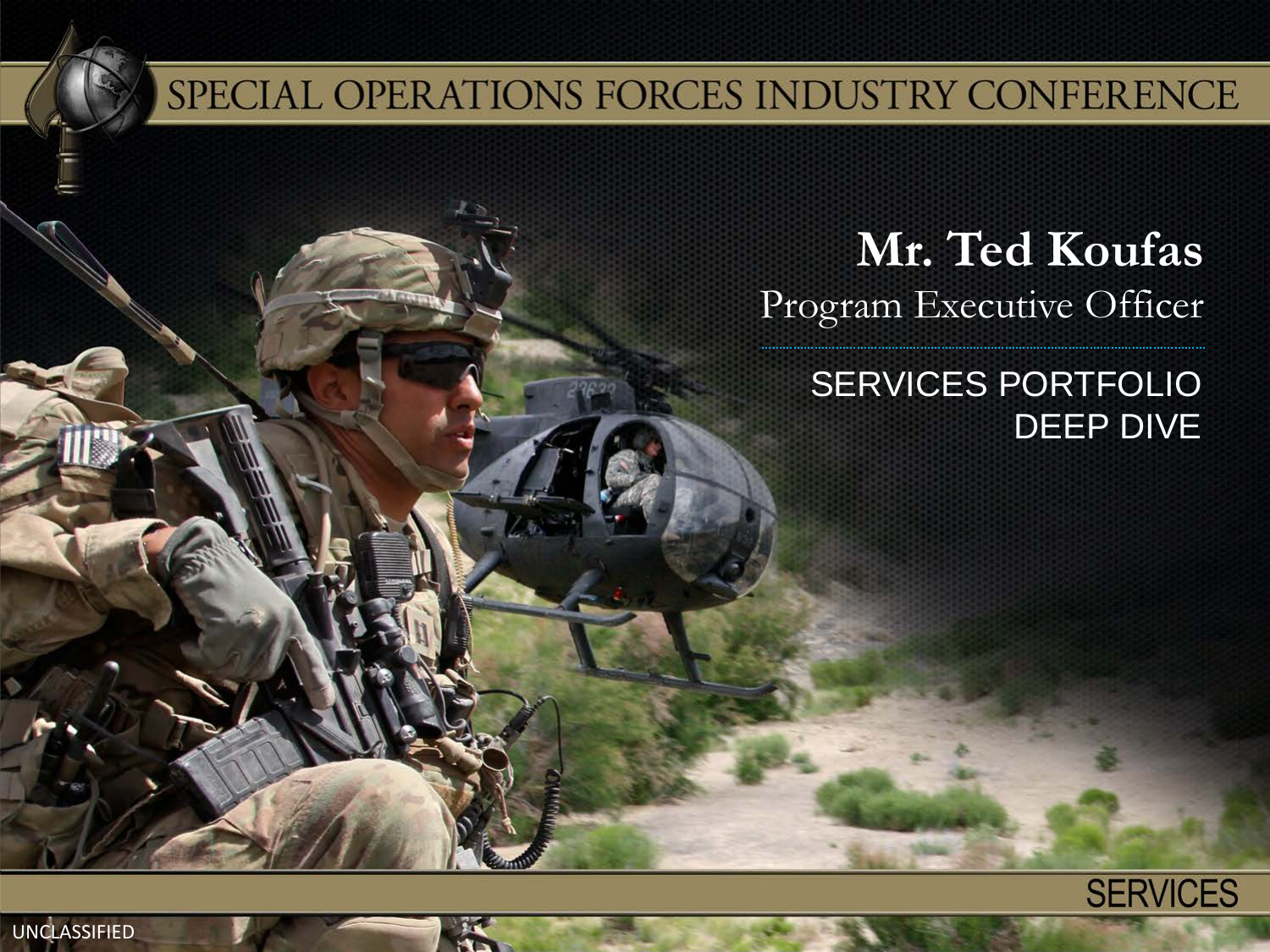SPECIAL OPERATIONS FORCES INDUSTRY CONFERENCE

# Mr. Ted Koufas

Program Executive Officer

## SERVICES PORTFOLIO DEEP DIVE

SERVICES

UNCLASSIFIED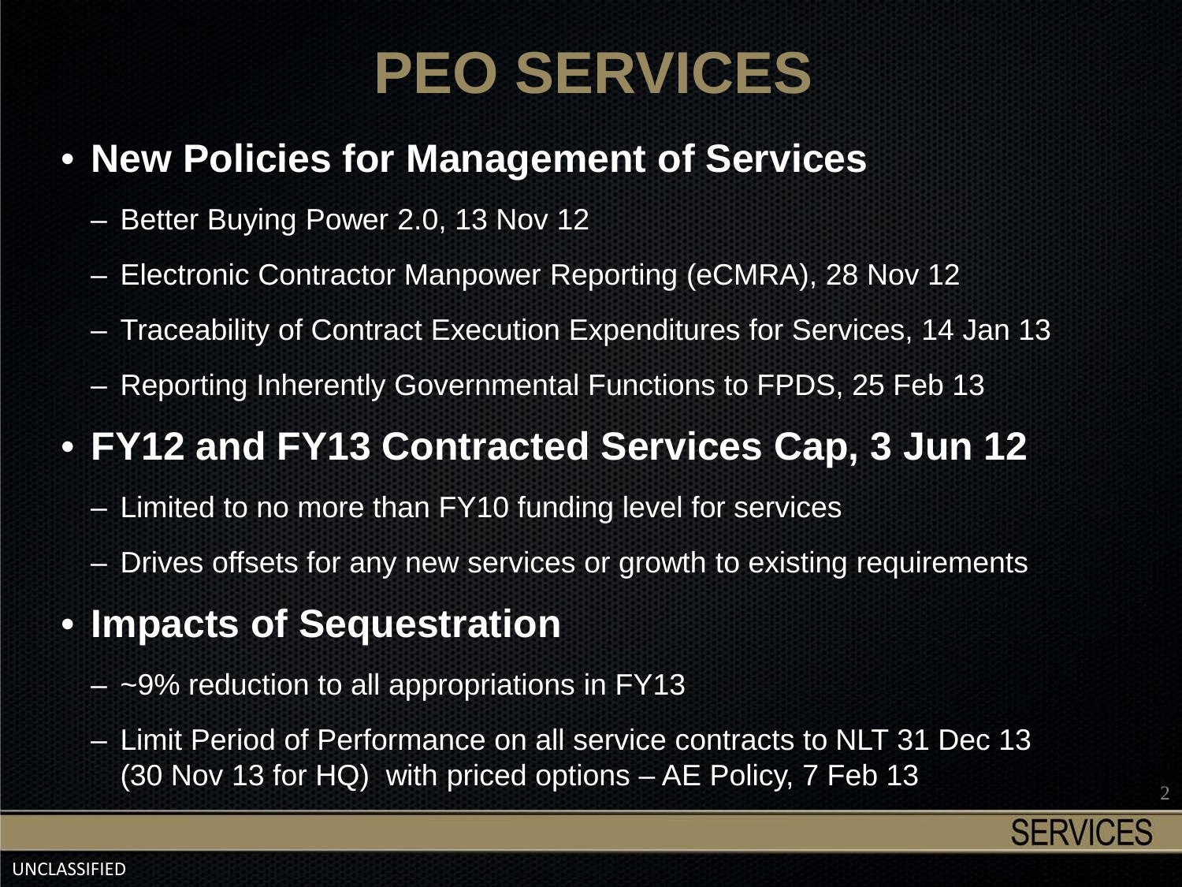# PEO SERVICES

- **New Policies for Management of Services**
  - Better Buying Power 2.0, 13 Nov 12
  - Electronic Contractor Manpower Reporting (eCMRA), 28 Nov 12
  - Traceability of Contract Execution Expenditures for Services, 14 Jan 13
  - Reporting Inherently Governmental Functions to FPDS, 25 Feb 13
- **FY12 and FY13 Contracted Services Cap, 3 Jun 12**
  - Limited to no more than FY10 funding level for services
  - Drives offsets for any new services or growth to existing requirements
- **Impacts of Sequestration**
  - ~9% reduction to all appropriations in FY13
  - Limit Period of Performance on all service contracts to NLT 31 Dec 13 (30 Nov 13 for HQ) with priced options – AE Policy, 7 Feb 13

UNCLASSIFIED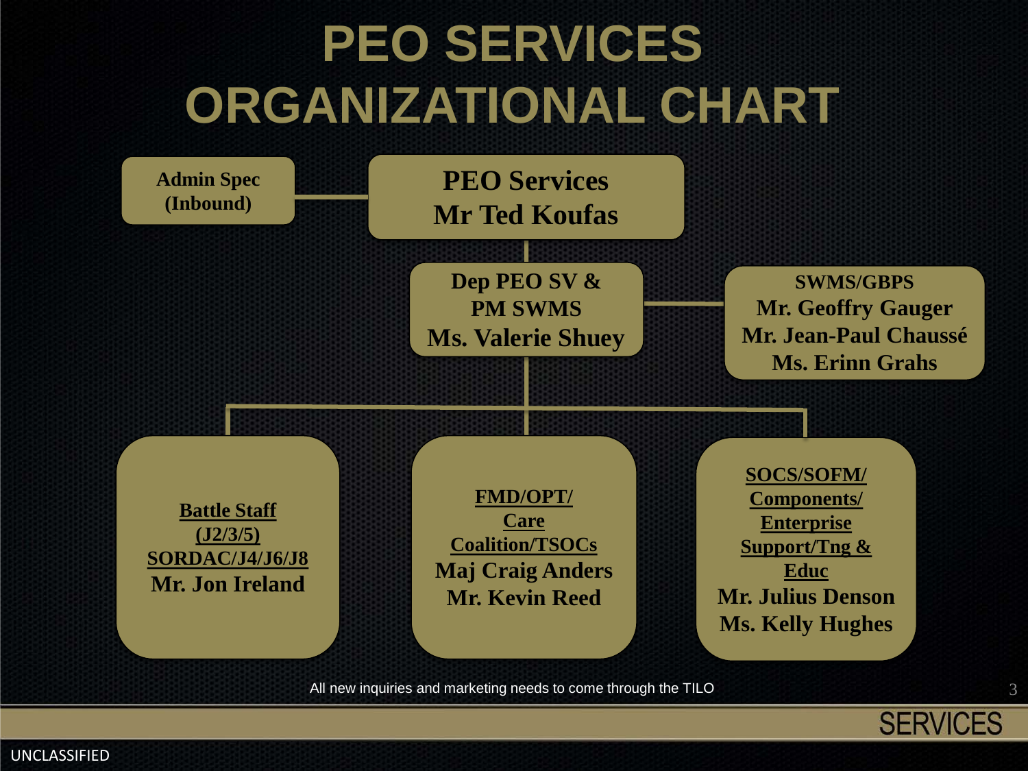# PEO SERVICES ORGANIZATIONAL CHART

**Admin Spec (Inbound)**

**PEO Services**
**Mr Ted Koufas**

**Dep PEO SV & PM SWMS**
**Ms. Valerie Shuey**

**SWMS/GBPS**
**Mr. Geoffry Gauger**
**Mr. Jean-Paul Chaussé**
**Ms. Erinn Grahs**

**Battle Staff (J2/3/5) SORDAC/J4/J6/J8**
**Mr. Jon Ireland**

**FMD/OPT/ Care Coalition/TSOCs**
**Maj Craig Anders**
**Mr. Kevin Reed**

**SOCS/SOFM/ Components/ Enterprise Support/Tng & Educ**
**Mr. Julius Denson**
**Ms. Kelly Hughes**

All new inquiries and marketing needs to come through the TILO

UNCLASSIFIED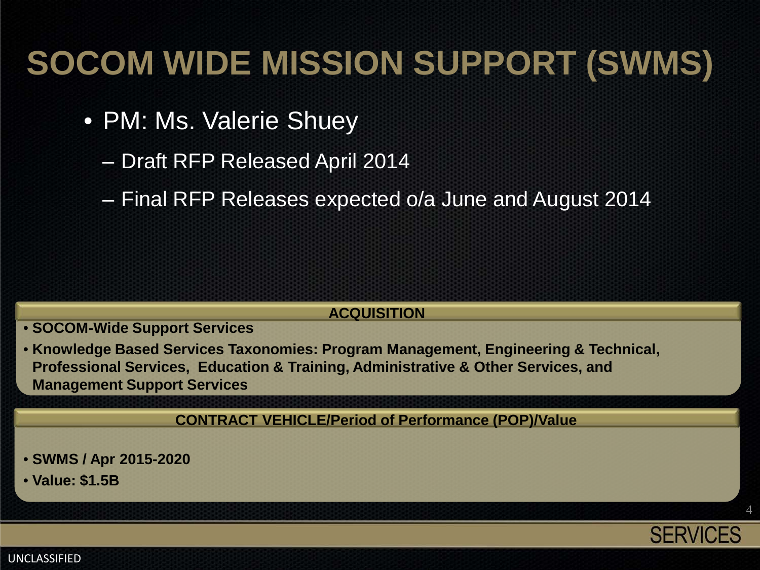# SOCOM WIDE MISSION SUPPORT (SWMS)

- PM: Ms. Valerie Shuey
  - Draft RFP Released April 2014
  - Final RFP Releases expected o/a June and August 2014

**ACQUISITION**

- **SOCOM-Wide Support Services**
- **Knowledge Based Services Taxonomies: Program Management, Engineering & Technical, Professional Services, Education & Training, Administrative & Other Services, and Management Support Services**

**CONTRACT VEHICLE/Period of Performance (POP)/Value**

- **SWMS / Apr 2015-2020**
- **Value: $1.5B**

SERVICES

UNCLASSIFIED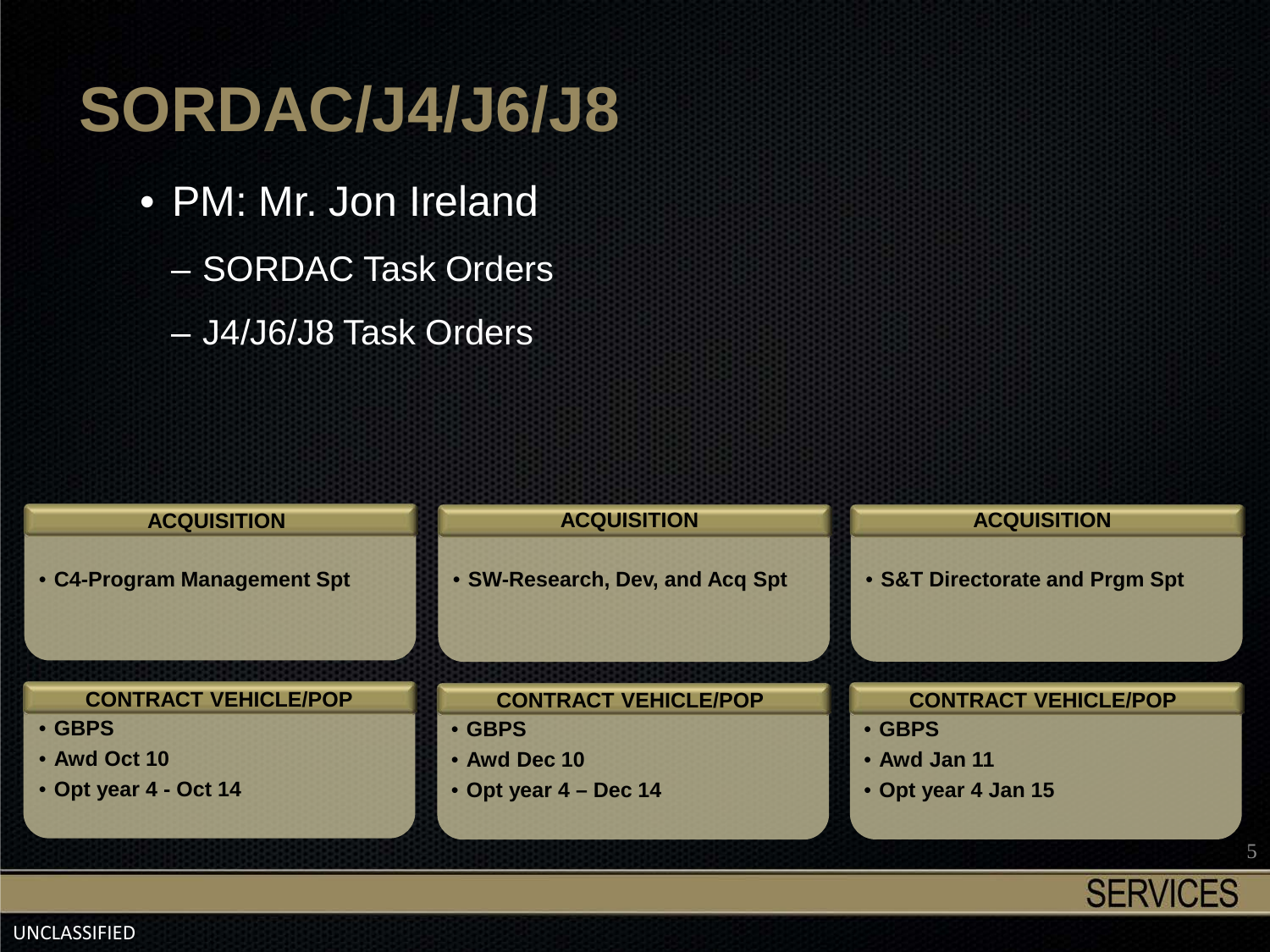# SORDAC/J4/J6/J8

- PM: Mr. Jon Ireland
  - SORDAC Task Orders
  - J4/J6/J8 Task Orders

| ACQUISITION | ACQUISITION | ACQUISITION |
|---|---|---|
| • C4-Program Management Spt | • SW-Research, Dev, and Acq Spt | • S&T Directorate and Prgm Spt |

| CONTRACT VEHICLE/POP | CONTRACT VEHICLE/POP | CONTRACT VEHICLE/POP |
|---|---|---|
| • GBPS | • GBPS | • GBPS |
| • Awd Oct 10 | • Awd Dec 10 | • Awd Jan 11 |
| • Opt year 4 - Oct 14 | • Opt year 4 – Dec 14 | • Opt year 4 Jan 15 |

SERVICES

UNCLASSIFIED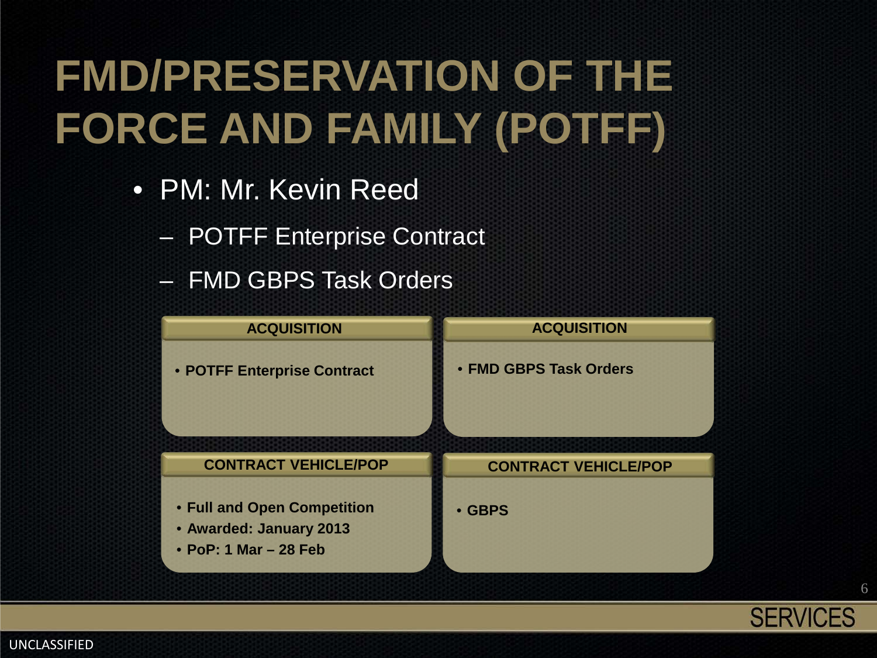# FMD/PRESERVATION OF THE FORCE AND FAMILY (POTFF)

- PM: Mr. Kevin Reed
  - POTFF Enterprise Contract
  - FMD GBPS Task Orders

| ACQUISITION | ACQUISITION |
| --- | --- |
| • POTFF Enterprise Contract | • FMD GBPS Task Orders |

| CONTRACT VEHICLE/POP | CONTRACT VEHICLE/POP |
| --- | --- |
| • Full and Open Competition<br>• Awarded: January 2013<br>• PoP: 1 Mar – 28 Feb | • GBPS |

SERVICES

UNCLASSIFIED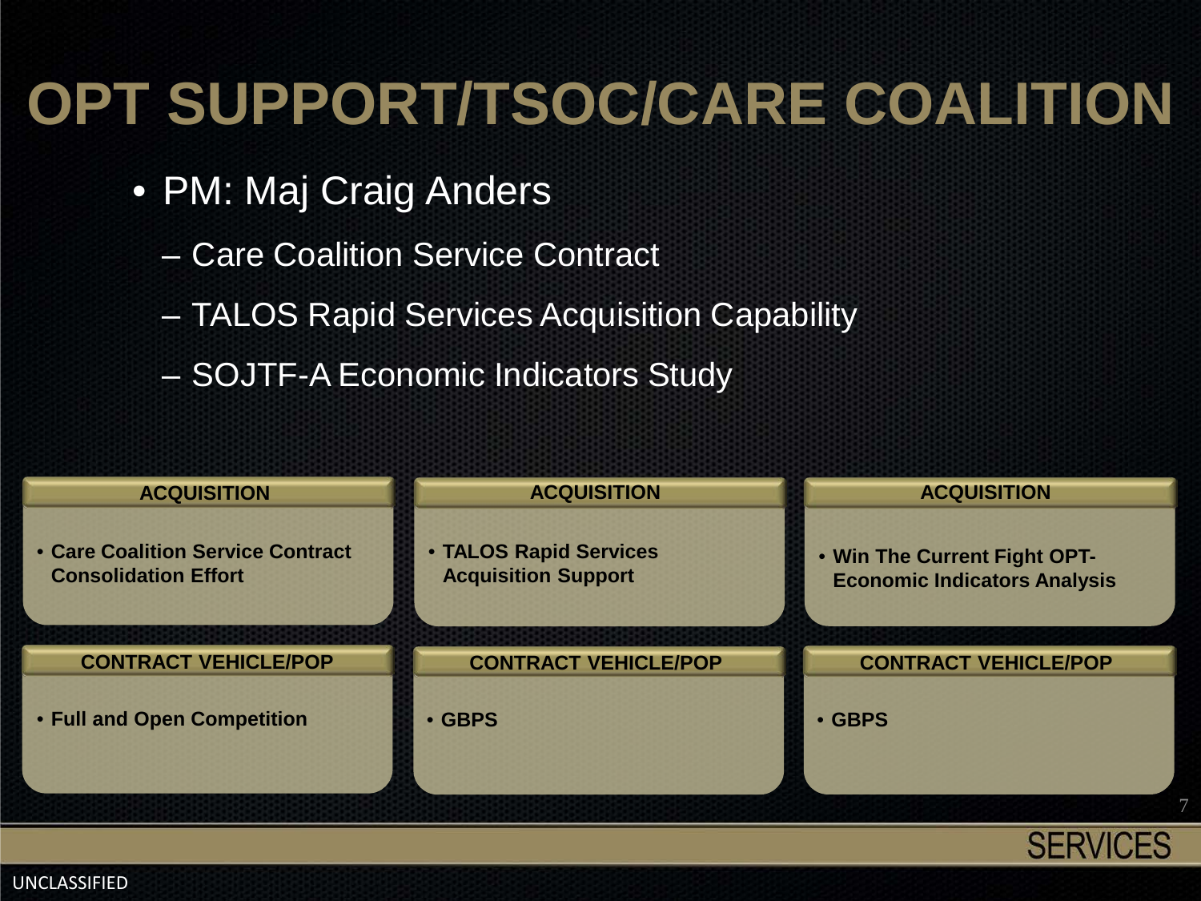# OPT SUPPORT/TSOC/CARE COALITION

- PM: Maj Craig Anders
  - Care Coalition Service Contract
  - TALOS Rapid Services Acquisition Capability
  - SOJTF-A Economic Indicators Study

| ACQUISITION | ACQUISITION | ACQUISITION |
|---|---|---|
| • Care Coalition Service Contract Consolidation Effort | • TALOS Rapid Services Acquisition Support | • Win The Current Fight OPT-Economic Indicators Analysis |
| **CONTRACT VEHICLE/POP** | **CONTRACT VEHICLE/POP** | **CONTRACT VEHICLE/POP** |
| • Full and Open Competition | • GBPS | • GBPS |

SERVICES

UNCLASSIFIED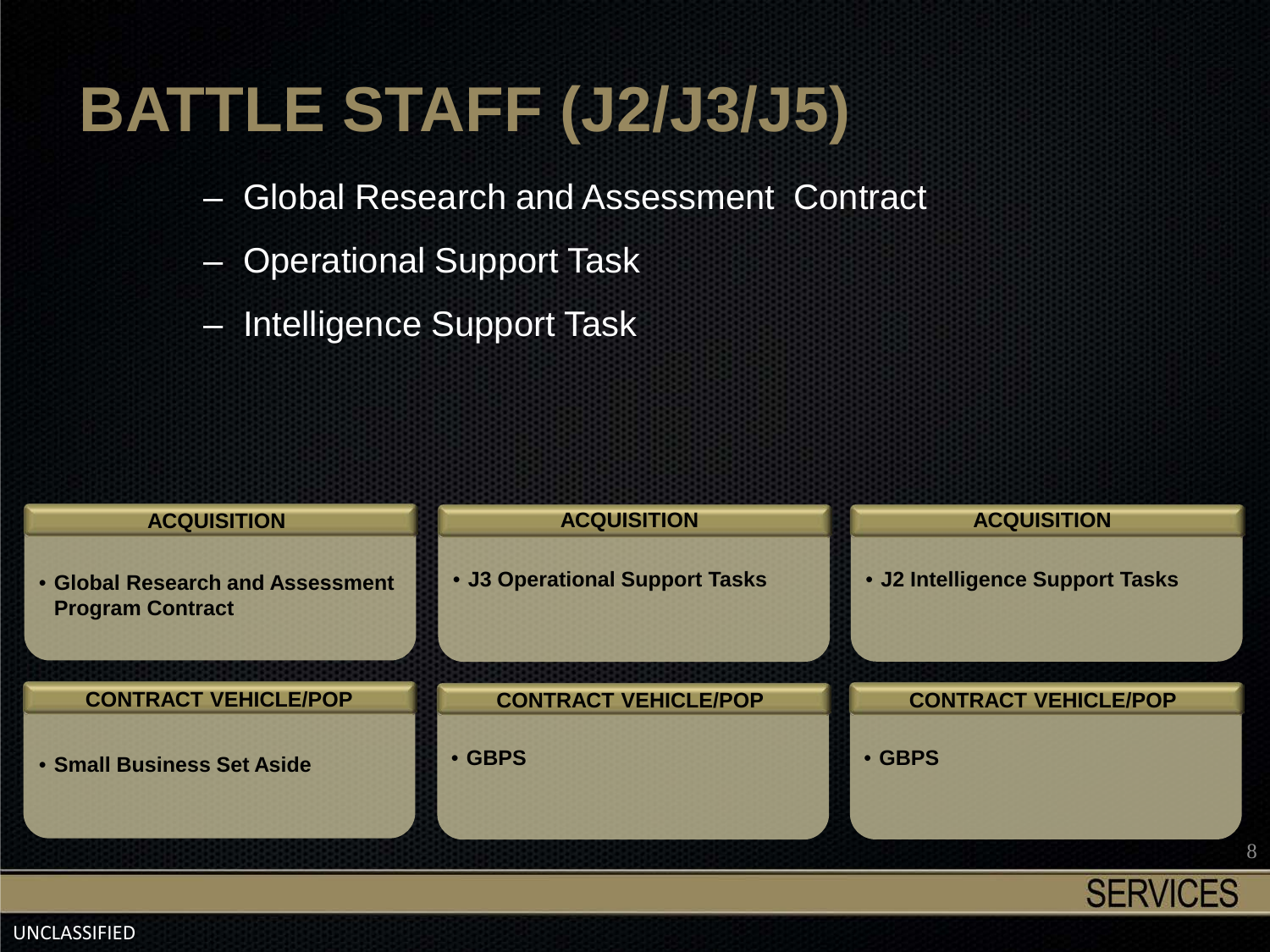# BATTLE STAFF (J2/J3/J5)

- Global Research and Assessment Contract
- Operational Support Task
- Intelligence Support Task

| ACQUISITION | ACQUISITION | ACQUISITION |
| --- | --- | --- |
| • Global Research and Assessment Program Contract | • J3 Operational Support Tasks | • J2 Intelligence Support Tasks |

| CONTRACT VEHICLE/POP | CONTRACT VEHICLE/POP | CONTRACT VEHICLE/POP |
| --- | --- | --- |
| • Small Business Set Aside | • GBPS | • GBPS |

SERVICES

UNCLASSIFIED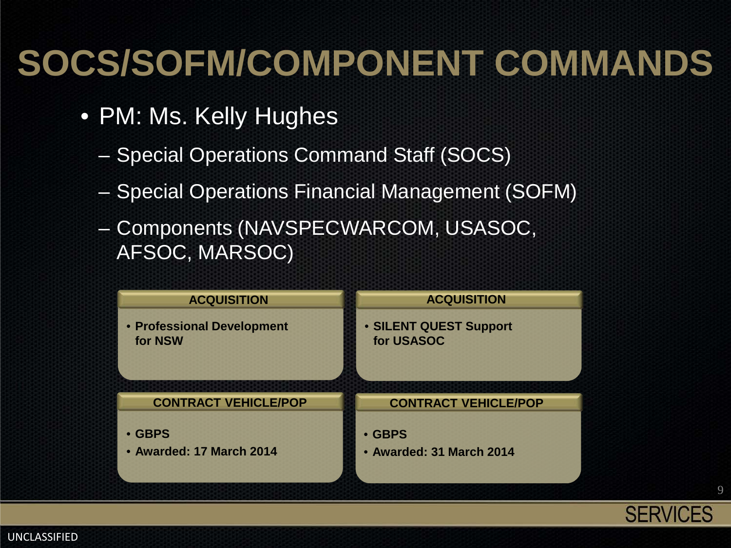# SOCS/SOFM/COMPONENT COMMANDS

- PM: Ms. Kelly Hughes
  - Special Operations Command Staff (SOCS)
  - Special Operations Financial Management (SOFM)
  - Components (NAVSPECWARCOM, USASOC, AFSOC, MARSOC)

| ACQUISITION | ACQUISITION |
| --- | --- |
| • **Professional Development for NSW** | • **SILENT QUEST Support for USASOC** |

| CONTRACT VEHICLE/POP | CONTRACT VEHICLE/POP |
| --- | --- |
| • **GBPS**<br>• **Awarded: 17 March 2014** | • **GBPS**<br>• **Awarded: 31 March 2014** |

SERVICES

UNCLASSIFIED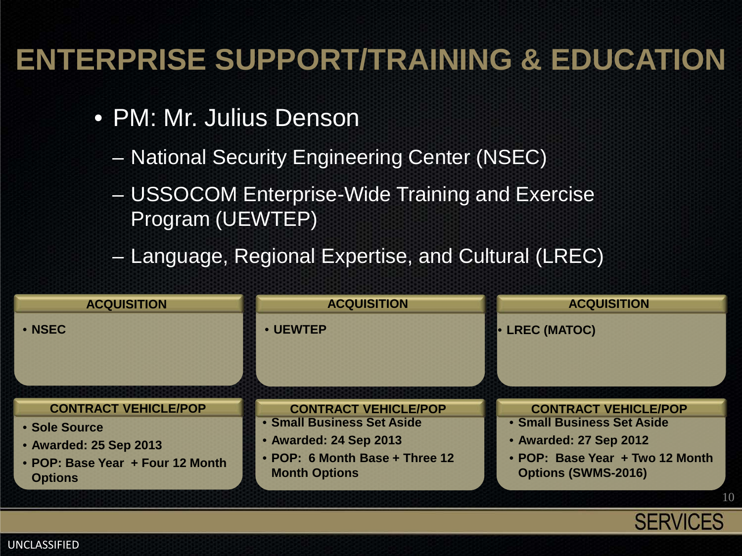# ENTERPRISE SUPPORT/TRAINING & EDUCATION

- PM: Mr. Julius Denson
  - National Security Engineering Center (NSEC)
  - USSOCOM Enterprise-Wide Training and Exercise Program (UEWTEP)
  - Language, Regional Expertise, and Cultural (LREC)

| ACQUISITION | ACQUISITION | ACQUISITION |
| --- | --- | --- |
| • NSEC | • UEWTEP | • LREC (MATOC) |

| CONTRACT VEHICLE/POP | CONTRACT VEHICLE/POP | CONTRACT VEHICLE/POP |
| --- | --- | --- |
| • Sole Source<br>• Awarded: 25 Sep 2013<br>• POP: Base Year + Four 12 Month Options | • Small Business Set Aside<br>• Awarded: 24 Sep 2013<br>• POP: 6 Month Base + Three 12 Month Options | • Small Business Set Aside<br>• Awarded: 27 Sep 2012<br>• POP: Base Year + Two 12 Month Options (SWMS-2016) |

SERVICES

UNCLASSIFIED